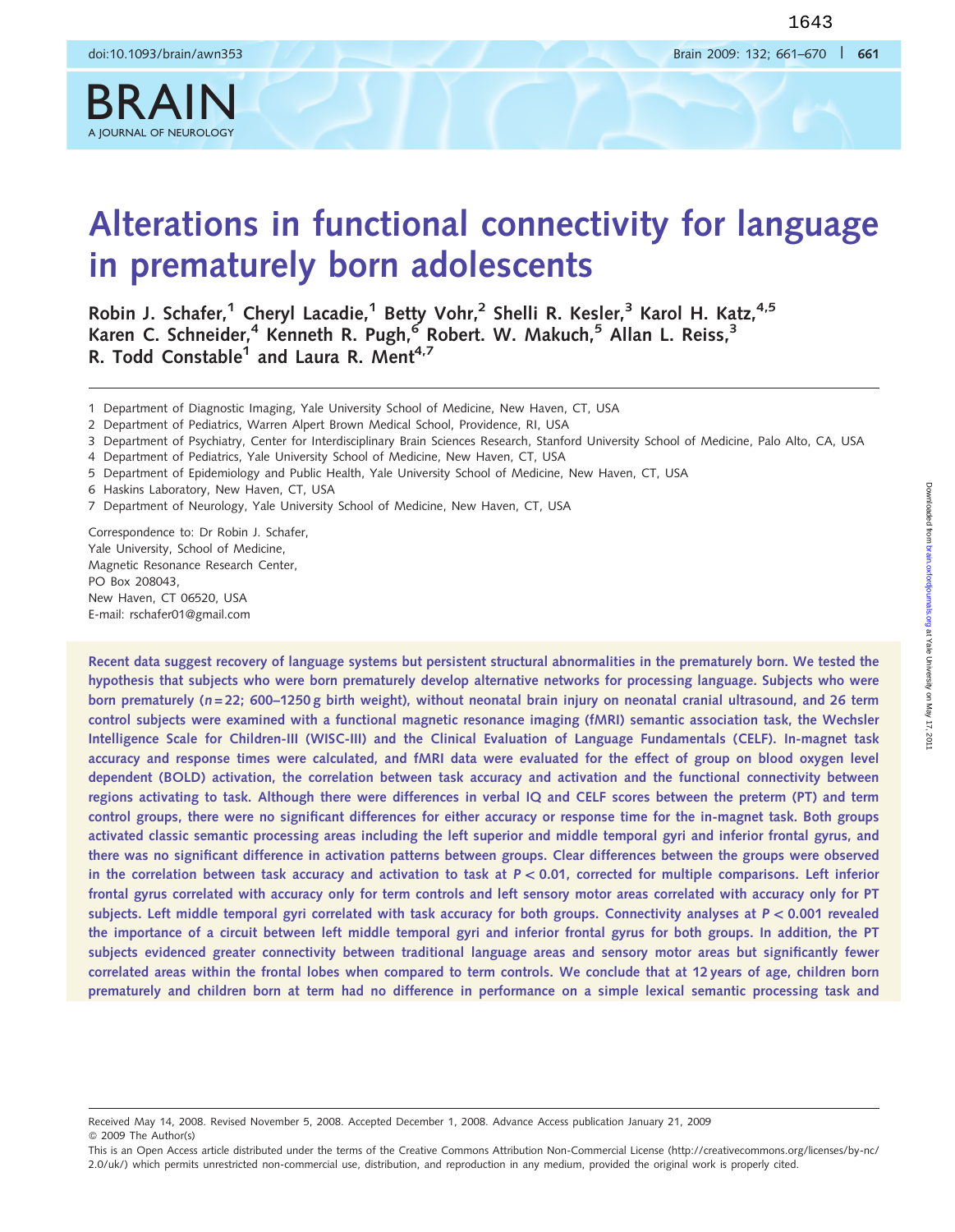# Alterations in functional connectivity for language in prematurely born adolescents

Robin J. Schafer,[1] Cheryl Lacadie,[1] Betty Vohr,[2] Shelli R. Kesler,[3] Karol H. Katz,[4,5] Karen C. Schneider,[4] Kenneth R. Pugh,[6] Robert. W. Makuch,[5] Allan L. Reiss,[3] R. Todd Constable[1] and Laura R. Ment[4,7]

1 Department of Diagnostic Imaging, Yale University School of Medicine, New Haven, CT, USA
2 Department of Pediatrics, Warren Alpert Brown Medical School, Providence, RI, USA
3 Department of Psychiatry, Center for Interdisciplinary Brain Sciences Research, Stanford University School of Medicine, Palo Alto, CA, USA
4 Department of Pediatrics, Yale University School of Medicine, New Haven, CT, USA
5 Department of Epidemiology and Public Health, Yale University School of Medicine, New Haven, CT, USA
6 Haskins Laboratory, New Haven, CT, USA
7 Department of Neurology, Yale University School of Medicine, New Haven, CT, USA

Correspondence to: Dr Robin J. Schafer,
Yale University, School of Medicine,
Magnetic Resonance Research Center,
PO Box 208043,
New Haven, CT 06520, USA
E-mail: rschafer01@gmail.com

**Recent data suggest recovery of language systems but persistent structural abnormalities in the prematurely born. We tested the hypothesis that subjects who were born prematurely develop alternative networks for processing language. Subjects who were born prematurely (*n* = 22; 600–1250 g birth weight), without neonatal brain injury on neonatal cranial ultrasound, and 26 term control subjects were examined with a functional magnetic resonance imaging (fMRI) semantic association task, the Wechsler Intelligence Scale for Children-III (WISC-III) and the Clinical Evaluation of Language Fundamentals (CELF). In-magnet task accuracy and response times were calculated, and fMRI data were evaluated for the effect of group on blood oxygen level dependent (BOLD) activation, the correlation between task accuracy and activation and the functional connectivity between regions activating to task. Although there were differences in verbal IQ and CELF scores between the preterm (PT) and term control groups, there were no significant differences for either accuracy or response time for the in-magnet task. Both groups activated classic semantic processing areas including the left superior and middle temporal gyri and inferior frontal gyrus, and there was no significant difference in activation patterns between groups. Clear differences between the groups were observed in the correlation between task accuracy and activation to task at $P < 0.01$, corrected for multiple comparisons. Left inferior frontal gyrus correlated with accuracy only for term controls and left sensory motor areas correlated with accuracy only for PT subjects. Left middle temporal gyri correlated with task accuracy for both groups. Connectivity analyses at $P < 0.001$ revealed the importance of a circuit between left middle temporal gyri and inferior frontal gyrus for both groups. In addition, the PT subjects evidenced greater connectivity between traditional language areas and sensory motor areas but significantly fewer correlated areas within the frontal lobes when compared to term controls. We conclude that at 12 years of age, children born prematurely and children born at term had no difference in performance on a simple lexical semantic processing task and**

Received May 14, 2008. Revised November 5, 2008. Accepted December 1, 2008. Advance Access publication January 21, 2009
© 2009 The Author(s)
This is an Open Access article distributed under the terms of the Creative Commons Attribution Non-Commercial License (http://creativecommons.org/licenses/by-nc/2.0/uk/) which permits unrestricted non-commercial use, distribution, and reproduction in any medium, provided the original work is properly cited.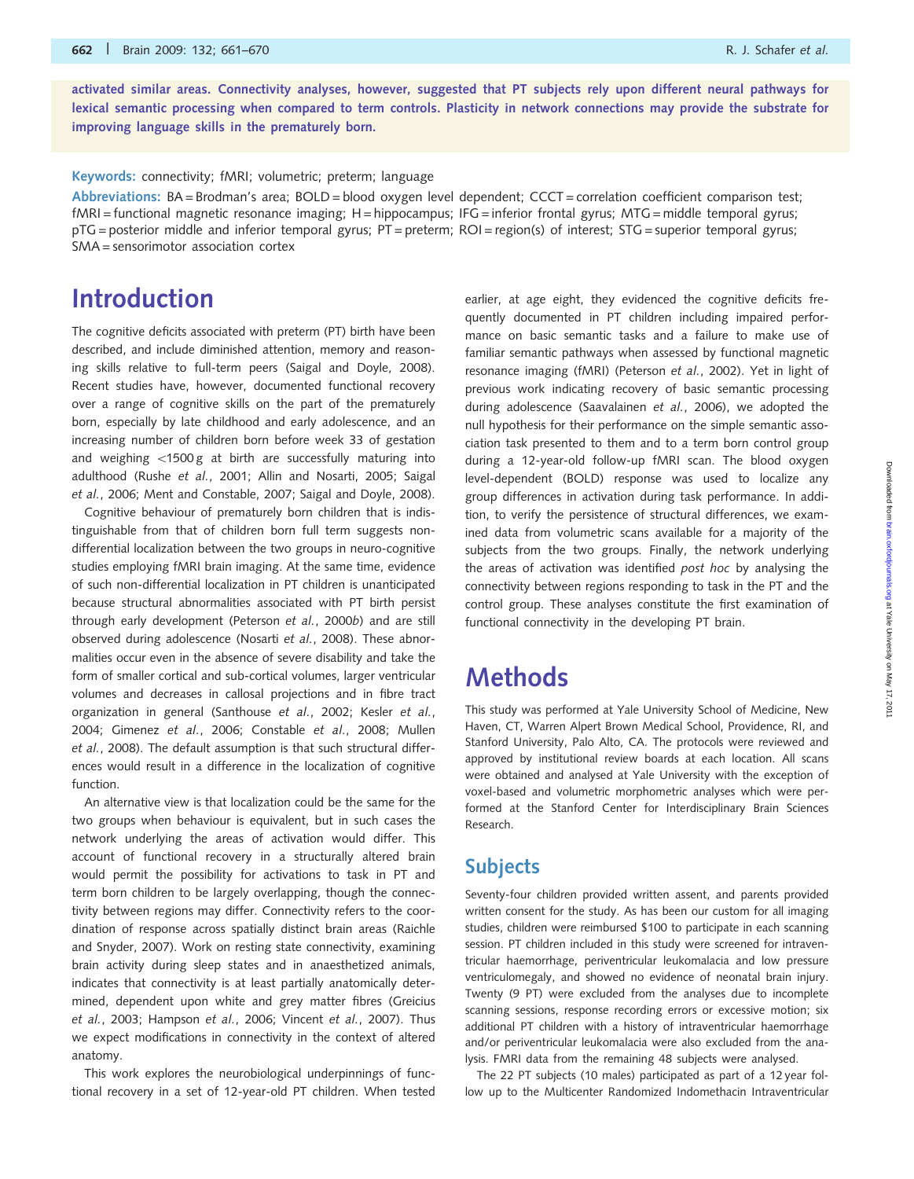**activated similar areas. Connectivity analyses, however, suggested that PT subjects rely upon different neural pathways for lexical semantic processing when compared to term controls. Plasticity in network connections may provide the substrate for improving language skills in the prematurely born.**

**Keywords:** connectivity; fMRI; volumetric; preterm; language

**Abbreviations:** BA = Brodman's area; BOLD = blood oxygen level dependent; CCCT = correlation coefficient comparison test; fMRI = functional magnetic resonance imaging; H = hippocampus; IFG = inferior frontal gyrus; MTG = middle temporal gyrus; pTG = posterior middle and inferior temporal gyrus; PT = preterm; ROI = region(s) of interest; STG = superior temporal gyrus; SMA = sensorimotor association cortex

# Introduction

The cognitive deficits associated with preterm (PT) birth have been described, and include diminished attention, memory and reasoning skills relative to full-term peers (Saigal and Doyle, 2008). Recent studies have, however, documented functional recovery over a range of cognitive skills on the part of the prematurely born, especially by late childhood and early adolescence, and an increasing number of children born before week 33 of gestation and weighing <1500 g at birth are successfully maturing into adulthood (Rushe *et al.*, 2001; Allin and Nosarti, 2005; Saigal *et al.*, 2006; Ment and Constable, 2007; Saigal and Doyle, 2008).

Cognitive behaviour of prematurely born children that is indistinguishable from that of children born full term suggests non-differential localization between the two groups in neuro-cognitive studies employing fMRI brain imaging. At the same time, evidence of such non-differential localization in PT children is unanticipated because structural abnormalities associated with PT birth persist through early development (Peterson *et al.*, 2000*b*) and are still observed during adolescence (Nosarti *et al.*, 2008). These abnormalities occur even in the absence of severe disability and take the form of smaller cortical and sub-cortical volumes, larger ventricular volumes and decreases in callosal projections and in fibre tract organization in general (Santhouse *et al.*, 2002; Kesler *et al.*, 2004; Gimenez *et al.*, 2006; Constable *et al.*, 2008; Mullen *et al.*, 2008). The default assumption is that such structural differences would result in a difference in the localization of cognitive function.

An alternative view is that localization could be the same for the two groups when behaviour is equivalent, but in such cases the network underlying the areas of activation would differ. This account of functional recovery in a structurally altered brain would permit the possibility for activations to task in PT and term born children to be largely overlapping, though the connectivity between regions may differ. Connectivity refers to the coordination of response across spatially distinct brain areas (Raichle and Snyder, 2007). Work on resting state connectivity, examining brain activity during sleep states and in anaesthetized animals, indicates that connectivity is at least partially anatomically determined, dependent upon white and grey matter fibres (Greicius *et al.*, 2003; Hampson *et al.*, 2006; Vincent *et al.*, 2007). Thus we expect modifications in connectivity in the context of altered anatomy.

This work explores the neurobiological underpinnings of functional recovery in a set of 12-year-old PT children. When tested earlier, at age eight, they evidenced the cognitive deficits frequently documented in PT children including impaired performance on basic semantic tasks and a failure to make use of familiar semantic pathways when assessed by functional magnetic resonance imaging (fMRI) (Peterson *et al.*, 2002). Yet in light of previous work indicating recovery of basic semantic processing during adolescence (Saavalainen *et al.*, 2006), we adopted the null hypothesis for their performance on the simple semantic association task presented to them and to a term born control group during a 12-year-old follow-up fMRI scan. The blood oxygen level-dependent (BOLD) response was used to localize any group differences in activation during task performance. In addition, to verify the persistence of structural differences, we examined data from volumetric scans available for a majority of the subjects from the two groups. Finally, the network underlying the areas of activation was identified *post hoc* by analysing the connectivity between regions responding to task in the PT and the control group. These analyses constitute the first examination of functional connectivity in the developing PT brain.

# Methods

This study was performed at Yale University School of Medicine, New Haven, CT, Warren Alpert Brown Medical School, Providence, RI, and Stanford University, Palo Alto, CA. The protocols were reviewed and approved by institutional review boards at each location. All scans were obtained and analysed at Yale University with the exception of voxel-based and volumetric morphometric analyses which were performed at the Stanford Center for Interdisciplinary Brain Sciences Research.

## Subjects

Seventy-four children provided written assent, and parents provided written consent for the study. As has been our custom for all imaging studies, children were reimbursed $100 to participate in each scanning session. PT children included in this study were screened for intraventricular haemorrhage, periventricular leukomalacia and low pressure ventriculomegaly, and showed no evidence of neonatal brain injury. Twenty (9 PT) were excluded from the analyses due to incomplete scanning sessions, response recording errors or excessive motion; six additional PT children with a history of intraventricular haemorrhage and/or periventricular leukomalacia were also excluded from the analysis. FMRI data from the remaining 48 subjects were analysed.

The 22 PT subjects (10 males) participated as part of a 12 year follow up to the Multicenter Randomized Indomethacin Intraventricular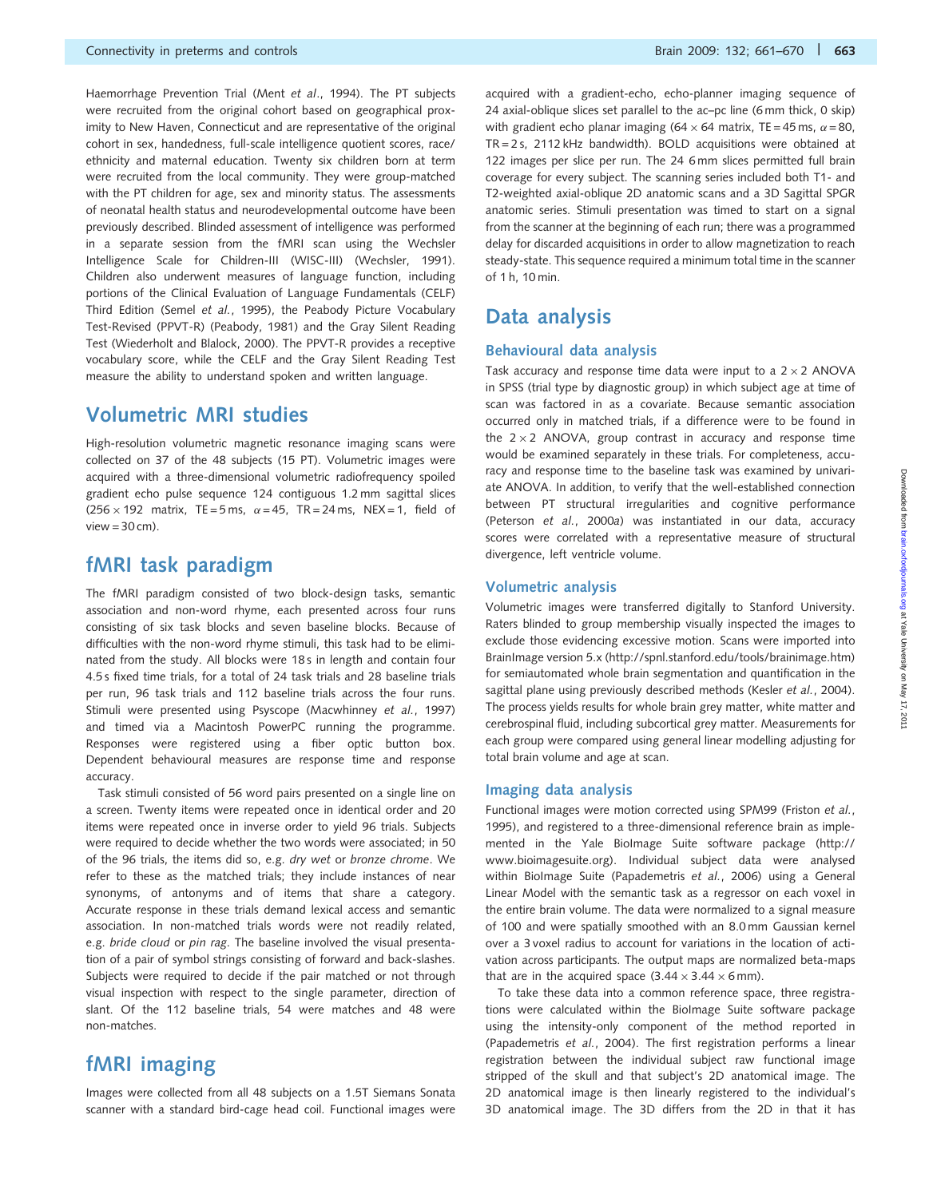Haemorrhage Prevention Trial (Ment *et al*., 1994). The PT subjects were recruited from the original cohort based on geographical proximity to New Haven, Connecticut and are representative of the original cohort in sex, handedness, full-scale intelligence quotient scores, race/ethnicity and maternal education. Twenty six children born at term were recruited from the local community. They were group-matched with the PT children for age, sex and minority status. The assessments of neonatal health status and neurodevelopmental outcome have been previously described. Blinded assessment of intelligence was performed in a separate session from the fMRI scan using the Wechsler Intelligence Scale for Children-III (WISC-III) (Wechsler, 1991). Children also underwent measures of language function, including portions of the Clinical Evaluation of Language Fundamentals (CELF) Third Edition (Semel *et al.*, 1995), the Peabody Picture Vocabulary Test-Revised (PPVT-R) (Peabody, 1981) and the Gray Silent Reading Test (Wiederholt and Blalock, 2000). The PPVT-R provides a receptive vocabulary score, while the CELF and the Gray Silent Reading Test measure the ability to understand spoken and written language.

# Volumetric MRI studies

High-resolution volumetric magnetic resonance imaging scans were collected on 37 of the 48 subjects (15 PT). Volumetric images were acquired with a three-dimensional volumetric radiofrequency spoiled gradient echo pulse sequence 124 contiguous 1.2 mm sagittal slices ($256 \times 192$ matrix, TE = 5 ms, $\alpha = 45$, TR = 24 ms, NEX = 1, field of view = 30 cm).

# fMRI task paradigm

The fMRI paradigm consisted of two block-design tasks, semantic association and non-word rhyme, each presented across four runs consisting of six task blocks and seven baseline blocks. Because of difficulties with the non-word rhyme stimuli, this task had to be eliminated from the study. All blocks were 18 s in length and contain four 4.5 s fixed time trials, for a total of 24 task trials and 28 baseline trials per run, 96 task trials and 112 baseline trials across the four runs. Stimuli were presented using Psyscope (Macwhinney *et al.*, 1997) and timed via a Macintosh PowerPC running the programme. Responses were registered using a fiber optic button box. Dependent behavioural measures are response time and response accuracy.

Task stimuli consisted of 56 word pairs presented on a single line on a screen. Twenty items were repeated once in identical order and 20 items were repeated once in inverse order to yield 96 trials. Subjects were required to decide whether the two words were associated; in 50 of the 96 trials, the items did so, e.g. *dry wet* or *bronze chrome*. We refer to these as the matched trials; they include instances of near synonyms, of antonyms and of items that share a category. Accurate response in these trials demand lexical access and semantic association. In non-matched trials words were not readily related, e.g. *bride cloud* or *pin rag*. The baseline involved the visual presentation of a pair of symbol strings consisting of forward and back-slashes. Subjects were required to decide if the pair matched or not through visual inspection with respect to the single parameter, direction of slant. Of the 112 baseline trials, 54 were matches and 48 were non-matches.

# fMRI imaging

Images were collected from all 48 subjects on a 1.5T Siemans Sonata scanner with a standard bird-cage head coil. Functional images were acquired with a gradient-echo, echo-planner imaging sequence of 24 axial-oblique slices set parallel to the ac–pc line (6 mm thick, 0 skip) with gradient echo planar imaging ($64 \times 64$ matrix, TE = 45 ms, $\alpha = 80$, TR = 2 s, 2112 kHz bandwidth). BOLD acquisitions were obtained at 122 images per slice per run. The 24 6 mm slices permitted full brain coverage for every subject. The scanning series included both T1- and T2-weighted axial-oblique 2D anatomic scans and a 3D Sagittal SPGR anatomic series. Stimuli presentation was timed to start on a signal from the scanner at the beginning of each run; there was a programmed delay for discarded acquisitions in order to allow magnetization to reach steady-state. This sequence required a minimum total time in the scanner of 1 h, 10 min.

# Data analysis

## Behavioural data analysis

Task accuracy and response time data were input to a $2 \times 2$ ANOVA in SPSS (trial type by diagnostic group) in which subject age at time of scan was factored in as a covariate. Because semantic association occurred only in matched trials, if a difference were to be found in the $2 \times 2$ ANOVA, group contrast in accuracy and response time would be examined separately in these trials. For completeness, accuracy and response time to the baseline task was examined by univariate ANOVA. In addition, to verify that the well-established connection between PT structural irregularities and cognitive performance (Peterson *et al.*, 2000a) was instantiated in our data, accuracy scores were correlated with a representative measure of structural divergence, left ventricle volume.

## Volumetric analysis

Volumetric images were transferred digitally to Stanford University. Raters blinded to group membership visually inspected the images to exclude those evidencing excessive motion. Scans were imported into BrainImage version 5.x (http://spnl.stanford.edu/tools/brainimage.htm) for semiautomated whole brain segmentation and quantification in the sagittal plane using previously described methods (Kesler *et al.*, 2004). The process yields results for whole brain grey matter, white matter and cerebrospinal fluid, including subcortical grey matter. Measurements for each group were compared using general linear modelling adjusting for total brain volume and age at scan.

## Imaging data analysis

Functional images were motion corrected using SPM99 (Friston *et al.*, 1995), and registered to a three-dimensional reference brain as implemented in the Yale BioImage Suite software package (http://www.bioimagesuite.org). Individual subject data were analysed within BioImage Suite (Papademetris *et al.*, 2006) using a General Linear Model with the semantic task as a regressor on each voxel in the entire brain volume. The data were normalized to a signal measure of 100 and were spatially smoothed with an 8.0 mm Gaussian kernel over a 3 voxel radius to account for variations in the location of activation across participants. The output maps are normalized beta-maps that are in the acquired space ($3.44 \times 3.44 \times 6$ mm).

To take these data into a common reference space, three registrations were calculated within the BioImage Suite software package using the intensity-only component of the method reported in (Papademetris *et al.*, 2004). The first registration performs a linear registration between the individual subject raw functional image stripped of the skull and that subject's 2D anatomical image. The 2D anatomical image is then linearly registered to the individual's 3D anatomical image. The 3D differs from the 2D in that it has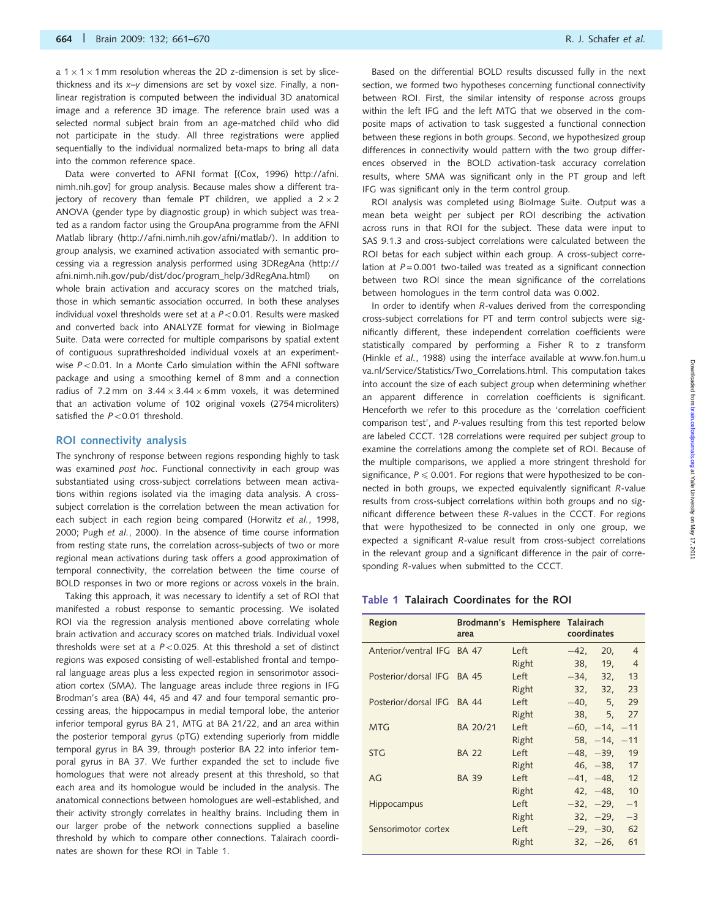a $1 \times 1 \times 1$ mm resolution whereas the 2D *z*-dimension is set by slice-thickness and its *x*–*y* dimensions are set by voxel size. Finally, a non-linear registration is computed between the individual 3D anatomical image and a reference 3D image. The reference brain used was a selected normal subject brain from an age-matched child who did not participate in the study. All three registrations were applied sequentially to the individual normalized beta-maps to bring all data into the common reference space.

Data were converted to AFNI format [(Cox, 1996) http://afni.nimh.nih.gov] for group analysis. Because males show a different trajectory of recovery than female PT children, we applied a $2 \times 2$ ANOVA (gender type by diagnostic group) in which subject was treated as a random factor using the GroupAna programme from the AFNI Matlab library (http://afni.nimh.nih.gov/afni/matlab/). In addition to group analysis, we examined activation associated with semantic processing via a regression analysis performed using 3DRegAna (http://afni.nimh.nih.gov/pub/dist/doc/program_help/3dRegAna.html) on whole brain activation and accuracy scores on the matched trials, those in which semantic association occurred. In both these analyses individual voxel thresholds were set at a $P < 0.01$. Results were masked and converted back into ANALYZE format for viewing in BioImage Suite. Data were corrected for multiple comparisons by spatial extent of contiguous suprathresholded individual voxels at an experiment-wise $P < 0.01$. In a Monte Carlo simulation within the AFNI software package and using a smoothing kernel of 8 mm and a connection radius of 7.2 mm on $3.44 \times 3.44 \times 6$ mm voxels, it was determined that an activation volume of 102 original voxels (2754 microliters) satisfied the $P < 0.01$ threshold.

## ROI connectivity analysis

The synchrony of response between regions responding highly to task was examined *post hoc*. Functional connectivity in each group was substantiated using cross-subject correlations between mean activations within regions isolated via the imaging data analysis. A cross-subject correlation is the correlation between the mean activation for each subject in each region being compared (Horwitz *et al.*, 1998, 2000; Pugh *et al.*, 2000). In the absence of time course information from resting state runs, the correlation across-subjects of two or more regional mean activations during task offers a good approximation of temporal connectivity, the correlation between the time course of BOLD responses in two or more regions or across voxels in the brain.

Taking this approach, it was necessary to identify a set of ROI that manifested a robust response to semantic processing. We isolated ROI via the regression analysis mentioned above correlating whole brain activation and accuracy scores on matched trials. Individual voxel thresholds were set at a $P < 0.025$. At this threshold a set of distinct regions was exposed consisting of well-established frontal and temporal language areas plus a less expected region in sensorimotor association cortex (SMA). The language areas include three regions in IFG Brodman's area (BA) 44, 45 and 47 and four temporal semantic processing areas, the hippocampus in medial temporal lobe, the anterior inferior temporal gyrus BA 21, MTG at BA 21/22, and an area within the posterior temporal gyrus (pTG) extending superiorly from middle temporal gyrus in BA 39, through posterior BA 22 into inferior temporal gyrus in BA 37. We further expanded the set to include five homologues that were not already present at this threshold, so that each area and its homologue would be included in the analysis. The anatomical connections between homologues are well-established, and their activity strongly correlates in healthy brains. Including them in our larger probe of the network connections supplied a baseline threshold by which to compare other connections. Talairach coordinates are shown for these ROI in Table 1.

Based on the differential BOLD results discussed fully in the next section, we formed two hypotheses concerning functional connectivity between ROI. First, the similar intensity of response across groups within the left IFG and the left MTG that we observed in the composite maps of activation to task suggested a functional connection between these regions in both groups. Second, we hypothesized group differences in connectivity would pattern with the two group differences observed in the BOLD activation-task accuracy correlation results, where SMA was significant only in the PT group and left IFG was significant only in the term control group.

ROI analysis was completed using BioImage Suite. Output was a mean beta weight per subject per ROI describing the activation across runs in that ROI for the subject. These data were input to SAS 9.1.3 and cross-subject correlations were calculated between the ROI betas for each subject within each group. A cross-subject correlation at $P = 0.001$ two-tailed was treated as a significant connection between two ROI since the mean significance of the correlations between homologues in the term control data was 0.002.

In order to identify when *R*-values derived from the corresponding cross-subject correlations for PT and term control subjects were significantly different, these independent correlation coefficients were statistically compared by performing a Fisher R to z transform (Hinkle *et al.*, 1988) using the interface available at www.fon.hum.uva.nl/Service/Statistics/Two_Correlations.html. This computation takes into account the size of each subject group when determining whether an apparent difference in correlation coefficients is significant. Henceforth we refer to this procedure as the 'correlation coefficient comparison test', and *P*-values resulting from this test reported below are labeled CCCT. 128 correlations were required per subject group to examine the correlations among the complete set of ROI. Because of the multiple comparisons, we applied a more stringent threshold for significance, $P \leqslant 0.001$. For regions that were hypothesized to be connected in both groups, we expected equivalently significant *R*-value results from cross-subject correlations within both groups and no significant difference between these *R*-values in the CCCT. For regions that were hypothesized to be connected in only one group, we expected a significant *R*-value result from cross-subject correlations in the relevant group and a significant difference in the pair of corresponding *R*-values when submitted to the CCCT.

**Table 1** Talairach Coordinates for the ROI

| Region | Brodmann's area | Hemisphere | Talairach coordinates |
|---|---|---|---|
| Anterior/ventral IFG | BA 47 | Left | −42, 20, 4 |
| | | Right | 38, 19, 4 |
| Posterior/dorsal IFG | BA 45 | Left | −34, 32, 13 |
| | | Right | 32, 32, 23 |
| Posterior/dorsal IFG | BA 44 | Left | −40, 5, 29 |
| | | Right | 38, 5, 27 |
| MTG | BA 20/21 | Left | −60, −14, −11 |
| | | Right | 58, −14, −11 |
| STG | BA 22 | Left | −48, −39, 19 |
| | | Right | 46, −38, 17 |
| AG | BA 39 | Left | −41, −48, 12 |
| | | Right | 42, −48, 10 |
| Hippocampus | | Left | −32, −29, −1 |
| | | Right | 32, −29, −3 |
| Sensorimotor cortex | | Left | −29, −30, 62 |
| | | Right | 32, −26, 61 |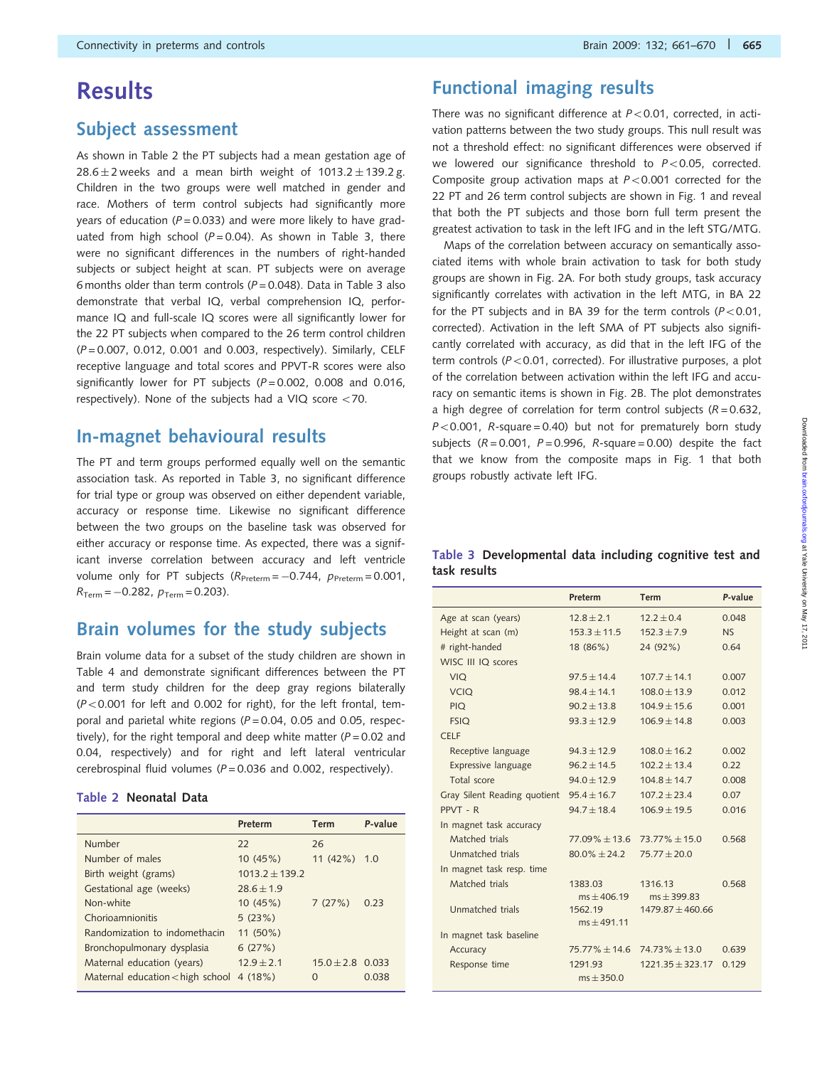# Results

## Subject assessment

As shown in Table 2 the PT subjects had a mean gestation age of 28.6 ± 2 weeks and a mean birth weight of 1013.2 ± 139.2 g. Children in the two groups were well matched in gender and race. Mothers of term control subjects had significantly more years of education ($P = 0.033$) and were more likely to have graduated from high school ($P = 0.04$). As shown in Table 3, there were no significant differences in the numbers of right-handed subjects or subject height at scan. PT subjects were on average 6 months older than term controls ($P = 0.048$). Data in Table 3 also demonstrate that verbal IQ, verbal comprehension IQ, performance IQ and full-scale IQ scores were all significantly lower for the 22 PT subjects when compared to the 26 term control children ($P = 0.007$, 0.012, 0.001 and 0.003, respectively). Similarly, CELF receptive language and total scores and PPVT-R scores were also significantly lower for PT subjects ($P = 0.002$, 0.008 and 0.016, respectively). None of the subjects had a VIQ score <70.

## In-magnet behavioural results

The PT and term groups performed equally well on the semantic association task. As reported in Table 3, no significant difference for trial type or group was observed on either dependent variable, accuracy or response time. Likewise no significant difference between the two groups on the baseline task was observed for either accuracy or response time. As expected, there was a significant inverse correlation between accuracy and left ventricle volume only for PT subjects ($R_{Preterm} = -0.744$, $p_{Preterm} = 0.001$, $R_{Term} = -0.282$, $p_{Term} = 0.203$).

## Brain volumes for the study subjects

Brain volume data for a subset of the study children are shown in Table 4 and demonstrate significant differences between the PT and term study children for the deep gray regions bilaterally ($P < 0.001$ for left and 0.002 for right), for the left frontal, temporal and parietal white regions ($P = 0.04$, 0.05 and 0.05, respectively), for the right temporal and deep white matter ($P = 0.02$ and 0.04, respectively) and for right and left lateral ventricular cerebrospinal fluid volumes ($P = 0.036$ and 0.002, respectively).

**Table 2** Neonatal Data

| | Preterm | Term | P-value |
|---|---|---|---|
| Number | 22 | 26 | |
| Number of males | 10 (45%) | 11 (42%) | 1.0 |
| Birth weight (grams) | 1013.2 ± 139.2 | | |
| Gestational age (weeks) | 28.6 ± 1.9 | | |
| Non-white | 10 (45%) | 7 (27%) | 0.23 |
| Chorioamnionitis | 5 (23%) | | |
| Randomization to indomethacin | 11 (50%) | | |
| Bronchopulmonary dysplasia | 6 (27%) | | |
| Maternal education (years) | 12.9 ± 2.1 | 15.0 ± 2.8 | 0.033 |
| Maternal education < high school | 4 (18%) | 0 | 0.038 |

## Functional imaging results

There was no significant difference at $P < 0.01$, corrected, in activation patterns between the two study groups. This null result was not a threshold effect: no significant differences were observed if we lowered our significance threshold to $P < 0.05$, corrected. Composite group activation maps at $P < 0.001$ corrected for the 22 PT and 26 term control subjects are shown in Fig. 1 and reveal that both the PT subjects and those born full term present the greatest activation to task in the left IFG and in the left STG/MTG.

Maps of the correlation between accuracy on semantically associated items with whole brain activation to task for both study groups are shown in Fig. 2A. For both study groups, task accuracy significantly correlates with activation in the left MTG, in BA 22 for the PT subjects and in BA 39 for the term controls ($P < 0.01$, corrected). Activation in the left SMA of PT subjects also significantly correlated with accuracy, as did that in the left IFG of the term controls ($P < 0.01$, corrected). For illustrative purposes, a plot of the correlation between activation within the left IFG and accuracy on semantic items is shown in Fig. 2B. The plot demonstrates a high degree of correlation for term control subjects ($R = 0.632$, $P < 0.001$, $R$-square = 0.40) but not for prematurely born study subjects ($R = 0.001$, $P = 0.996$, $R$-square = 0.00) despite the fact that we know from the composite maps in Fig. 1 that both groups robustly activate left IFG.

**Table 3** Developmental data including cognitive test and task results

| | Preterm | Term | P-value |
|---|---|---|---|
| Age at scan (years) | 12.8 ± 2.1 | 12.2 ± 0.4 | 0.048 |
| Height at scan (m) | 153.3 ± 11.5 | 152.3 ± 7.9 | NS |
| # right-handed | 18 (86%) | 24 (92%) | 0.64 |
| WISC III IQ scores | | | |
| VIQ | 97.5 ± 14.4 | 107.7 ± 14.1 | 0.007 |
| VCIQ | 98.4 ± 14.1 | 108.0 ± 13.9 | 0.012 |
| PIQ | 90.2 ± 13.8 | 104.9 ± 15.6 | 0.001 |
| FSIQ | 93.3 ± 12.9 | 106.9 ± 14.8 | 0.003 |
| CELF | | | |
| Receptive language | 94.3 ± 12.9 | 108.0 ± 16.2 | 0.002 |
| Expressive language | 96.2 ± 14.5 | 102.2 ± 13.4 | 0.22 |
| Total score | 94.0 ± 12.9 | 104.8 ± 14.7 | 0.008 |
| Gray Silent Reading quotient | 95.4 ± 16.7 | 107.2 ± 23.4 | 0.07 |
| PPVT - R | 94.7 ± 18.4 | 106.9 ± 19.5 | 0.016 |
| In magnet task accuracy | | | |
| Matched trials | 77.09% ± 13.6 | 73.77% ± 15.0 | 0.568 |
| Unmatched trials | 80.0% ± 24.2 | 75.77 ± 20.0 | |
| In magnet task resp. time | | | |
| Matched trials | 1383.03 ms ± 406.19 | 1316.13 ms ± 399.83 | 0.568 |
| Unmatched trials | 1562.19 ms ± 491.11 | 1479.87 ± 460.66 | |
| In magnet task baseline | | | |
| Accuracy | 75.77% ± 14.6 | 74.73% ± 13.0 | 0.639 |
| Response time | 1291.93 ms ± 350.0 | 1221.35 ± 323.17 | 0.129 |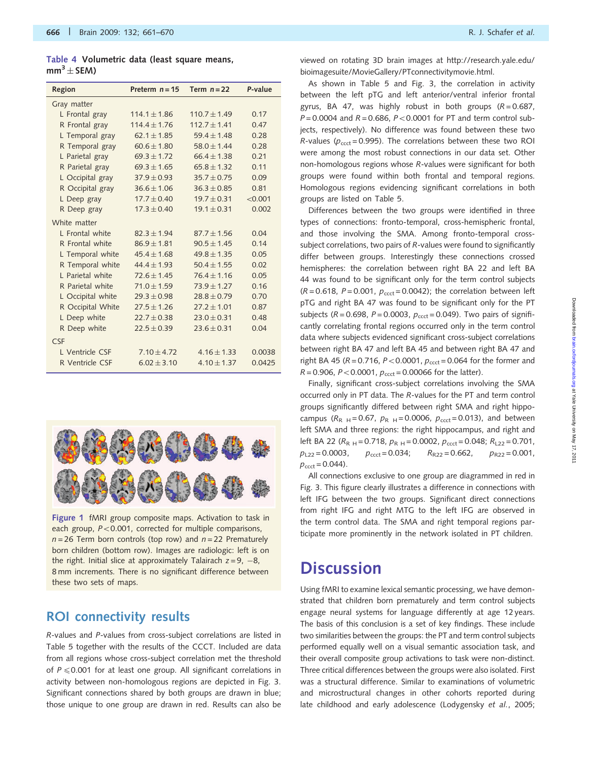**Table 4** Volumetric data (least square means, $mm^3 \pm$ SEM)

| Region | Preterm $n=15$ | Term $n=22$ | P-value |
|---|---|---|---|
| Gray matter | | | |
| L Frontal gray | $114.1 \pm 1.86$ | $110.7 \pm 1.49$ | 0.17 |
| R Frontal gray | $114.4 \pm 1.76$ | $112.7 \pm 1.41$ | 0.47 |
| L Temporal gray | $62.1 \pm 1.85$ | $59.4 \pm 1.48$ | 0.28 |
| R Temporal gray | $60.6 \pm 1.80$ | $58.0 \pm 1.44$ | 0.28 |
| L Parietal gray | $69.3 \pm 1.72$ | $66.4 \pm 1.38$ | 0.21 |
| R Parietal gray | $69.3 \pm 1.65$ | $65.8 \pm 1.32$ | 0.11 |
| L Occipital gray | $37.9 \pm 0.93$ | $35.7 \pm 0.75$ | 0.09 |
| R Occipital gray | $36.6 \pm 1.06$ | $36.3 \pm 0.85$ | 0.81 |
| L Deep gray | $17.7 \pm 0.40$ | $19.7 \pm 0.31$ | <0.001 |
| R Deep gray | $17.3 \pm 0.40$ | $19.1 \pm 0.31$ | 0.002 |
| White matter | | | |
| L Frontal white | $82.3 \pm 1.94$ | $87.7 \pm 1.56$ | 0.04 |
| R Frontal white | $86.9 \pm 1.81$ | $90.5 \pm 1.45$ | 0.14 |
| L Temporal white | $45.4 \pm 1.68$ | $49.8 \pm 1.35$ | 0.05 |
| R Temporal white | $44.4 \pm 1.93$ | $50.4 \pm 1.55$ | 0.02 |
| L Parietal white | $72.6 \pm 1.45$ | $76.4 \pm 1.16$ | 0.05 |
| R Parietal white | $71.0 \pm 1.59$ | $73.9 \pm 1.27$ | 0.16 |
| L Occipital white | $29.3 \pm 0.98$ | $28.8 \pm 0.79$ | 0.70 |
| R Occipital White | $27.5 \pm 1.26$ | $27.2 \pm 1.01$ | 0.87 |
| L Deep white | $22.7 \pm 0.38$ | $23.0 \pm 0.31$ | 0.48 |
| R Deep white | $22.5 \pm 0.39$ | $23.6 \pm 0.31$ | 0.04 |
| CSF | | | |
| L Ventricle CSF | $7.10 \pm 4.72$ | $4.16 \pm 1.33$ | 0.0038 |
| R Ventricle CSF | $6.02 \pm 3.10$ | $4.10 \pm 1.37$ | 0.0425 |

**Figure 1** fMRI group composite maps. Activation to task in each group, $P<0.001$, corrected for multiple comparisons, $n=26$ Term born controls (top row) and $n=22$ Prematurely born children (bottom row). Images are radiologic: left is on the right. Initial slice at approximately Talairach $z=9$, $-8$, 8 mm increments. There is no significant difference between these two sets of maps.

## ROI connectivity results

R-values and P-values from cross-subject correlations are listed in Table 5 together with the results of the CCCT. Included are data from all regions whose cross-subject correlation met the threshold of $P \leqslant 0.001$ for at least one group. All significant correlations in activity between non-homologous regions are depicted in Fig. 3. Significant connections shared by both groups are drawn in blue; those unique to one group are drawn in red. Results can also be viewed on rotating 3D brain images at http://research.yale.edu/bioimagesuite/MovieGallery/PTconnectivitymovie.html.

As shown in Table 5 and Fig. 3, the correlation in activity between the left pTG and left anterior/ventral inferior frontal gyrus, BA 47, was highly robust in both groups ($R=0.687$, $P=0.0004$ and $R=0.686$, $P<0.0001$ for PT and term control subjects, respectively). No difference was found between these two R-values ($p_{ccct}=0.995$). The correlations between these two ROI were among the most robust connections in our data set. Other non-homologous regions whose R-values were significant for both groups were found within both frontal and temporal regions. Homologous regions evidencing significant correlations in both groups are listed on Table 5.

Differences between the two groups were identified in three types of connections: fronto-temporal, cross-hemispheric frontal, and those involving the SMA. Among fronto-temporal cross-subject correlations, two pairs of R-values were found to significantly differ between groups. Interestingly these connections crossed hemispheres: the correlation between right BA 22 and left BA 44 was found to be significant only for the term control subjects ($R=0.618$, $P=0.001$, $p_{ccct}=0.0042$); the correlation between left pTG and right BA 47 was found to be significant only for the PT subjects ($R=0.698$, $P=0.0003$, $p_{ccct}=0.049$). Two pairs of significantly correlating frontal regions occurred only in the term control data where subjects evidenced significant cross-subject correlations between right BA 47 and left BA 45 and between right BA 47 and right BA 45 ($R=0.716$, $P<0.0001$, $p_{ccct}=0.064$ for the former and $R=0.906$, $P<0.0001$, $p_{ccct}=0.00066$ for the latter).

Finally, significant cross-subject correlations involving the SMA occurred only in PT data. The R-values for the PT and term control groups significantly differed between right SMA and right hippocampus ($R_{R\ H}=0.67$, $p_{R\ H}=0.0006$, $p_{ccct}=0.013$), and between left SMA and three regions: the right hippocampus, and right and left BA 22 ($R_{R\ H}=0.718$, $p_{R\ H}=0.0002$, $p_{ccct}=0.048$; $R_{L22}=0.701$, $p_{L22}=0.0003$, $p_{ccct}=0.034$; $R_{R22}=0.662$, $p_{R22}=0.001$, $p_{ccct}=0.044$).

All connections exclusive to one group are diagrammed in red in Fig. 3. This figure clearly illustrates a difference in connections with left IFG between the two groups. Significant direct connections from right IFG and right MTG to the left IFG are observed in the term control data. The SMA and right temporal regions participate more prominently in the network isolated in PT children.

# Discussion

Using fMRI to examine lexical semantic processing, we have demonstrated that children born prematurely and term control subjects engage neural systems for language differently at age 12 years. The basis of this conclusion is a set of key findings. These include two similarities between the groups: the PT and term control subjects performed equally well on a visual semantic association task, and their overall composite group activations to task were non-distinct. Three critical differences between the groups were also isolated. First was a structural difference. Similar to examinations of volumetric and microstructural changes in other cohorts reported during late childhood and early adolescence (Lodygensky *et al.*, 2005;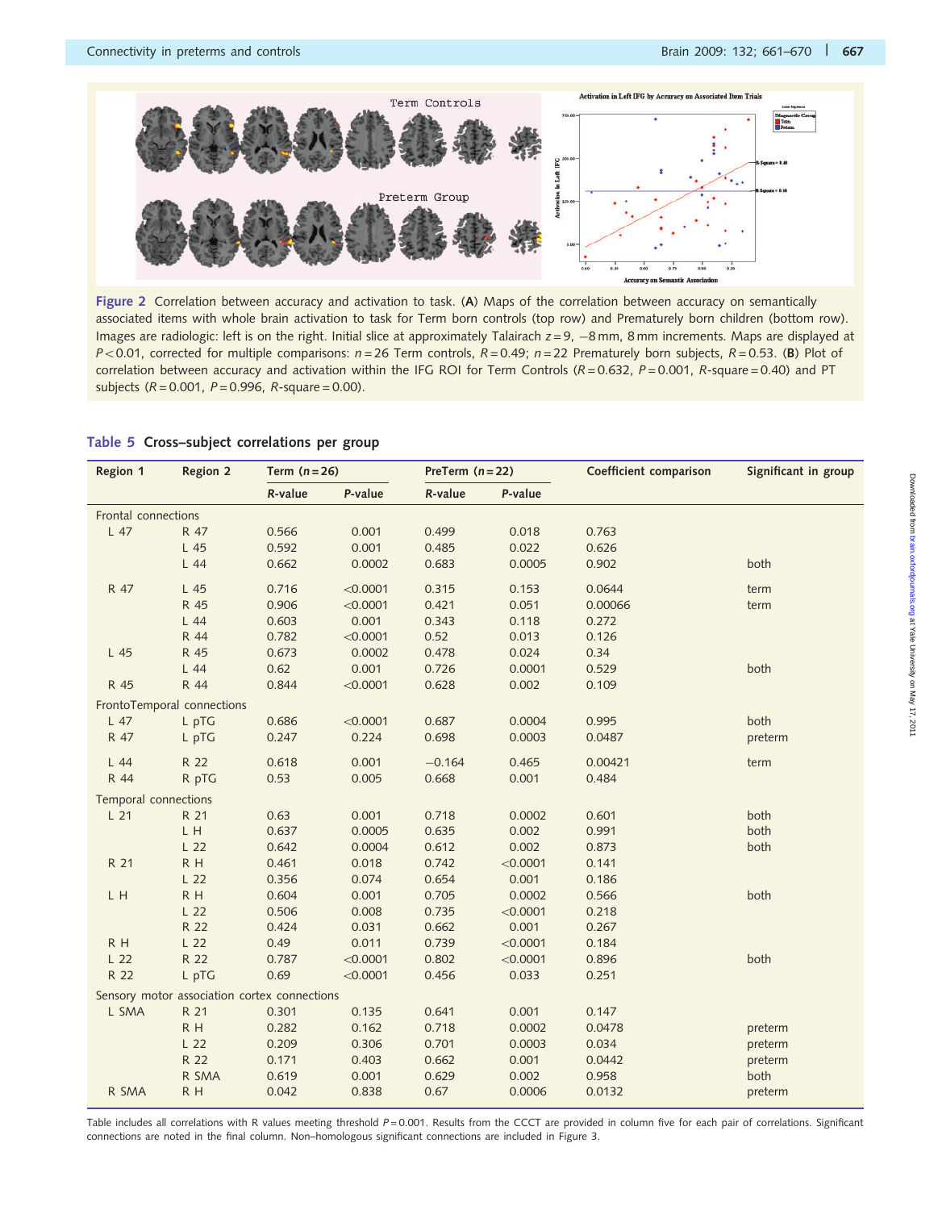Figure 2 Correlation between accuracy and activation to task. (**A**) Maps of the correlation between accuracy on semantically associated items with whole brain activation to task for Term born controls (top row) and Prematurely born children (bottom row). Images are radiologic: left is on the right. Initial slice at approximately Talairach $z = 9$, $-8$ mm, 8 mm increments. Maps are displayed at $P < 0.01$, corrected for multiple comparisons: $n = 26$ Term controls, $R = 0.49$; $n = 22$ Prematurely born subjects, $R = 0.53$. (**B**) Plot of correlation between accuracy and activation within the IFG ROI for Term Controls ($R = 0.632$, $P = 0.001$, $R$-square $= 0.40$) and PT subjects ($R = 0.001$, $P = 0.996$, $R$-square $= 0.00$).

**Table 5** Cross–subject correlations per group

| Region 1 | Region 2 | Term ($n = 26$) | | PreTerm ($n = 22$) | | Coefficient comparison | Significant in group |
|---|---|---|---|---|---|---|---|
| | | R-value | P-value | R-value | P-value | | |
| Frontal connections | | | | | | | |
| L 47 | R 47 | 0.566 | 0.001 | 0.499 | 0.018 | 0.763 | |
| | L 45 | 0.592 | 0.001 | 0.485 | 0.022 | 0.626 | |
| | L 44 | 0.662 | 0.0002 | 0.683 | 0.0005 | 0.902 | both |
| R 47 | L 45 | 0.716 | <0.0001 | 0.315 | 0.153 | 0.0644 | term |
| | R 45 | 0.906 | <0.0001 | 0.421 | 0.051 | 0.00066 | term |
| | L 44 | 0.603 | 0.001 | 0.343 | 0.118 | 0.272 | |
| | R 44 | 0.782 | <0.0001 | 0.52 | 0.013 | 0.126 | |
| L 45 | R 45 | 0.673 | 0.0002 | 0.478 | 0.024 | 0.34 | |
| | L 44 | 0.62 | 0.001 | 0.726 | 0.0001 | 0.529 | both |
| R 45 | R 44 | 0.844 | <0.0001 | 0.628 | 0.002 | 0.109 | |
| FrontoTemporal connections | | | | | | | |
| L 47 | L pTG | 0.686 | <0.0001 | 0.687 | 0.0004 | 0.995 | both |
| R 47 | L pTG | 0.247 | 0.224 | 0.698 | 0.0003 | 0.0487 | preterm |
| L 44 | R 22 | 0.618 | 0.001 | −0.164 | 0.465 | 0.00421 | term |
| R 44 | R pTG | 0.53 | 0.005 | 0.668 | 0.001 | 0.484 | |
| Temporal connections | | | | | | | |
| L 21 | R 21 | 0.63 | 0.001 | 0.718 | 0.0002 | 0.601 | both |
| | L H | 0.637 | 0.0005 | 0.635 | 0.002 | 0.991 | both |
| | L 22 | 0.642 | 0.0004 | 0.612 | 0.002 | 0.873 | both |
| R 21 | R H | 0.461 | 0.018 | 0.742 | <0.0001 | 0.141 | |
| | L 22 | 0.356 | 0.074 | 0.654 | 0.001 | 0.186 | |
| L H | R H | 0.604 | 0.001 | 0.705 | 0.0002 | 0.566 | both |
| | L 22 | 0.506 | 0.008 | 0.735 | <0.0001 | 0.218 | |
| | R 22 | 0.424 | 0.031 | 0.662 | 0.001 | 0.267 | |
| R H | L 22 | 0.49 | 0.011 | 0.739 | <0.0001 | 0.184 | |
| L 22 | R 22 | 0.787 | <0.0001 | 0.802 | <0.0001 | 0.896 | both |
| R 22 | L pTG | 0.69 | <0.0001 | 0.456 | 0.033 | 0.251 | |
| Sensory motor association cortex connections | | | | | | | |
| L SMA | R 21 | 0.301 | 0.135 | 0.641 | 0.001 | 0.147 | |
| | R H | 0.282 | 0.162 | 0.718 | 0.0002 | 0.0478 | preterm |
| | L 22 | 0.209 | 0.306 | 0.701 | 0.0003 | 0.034 | preterm |
| | R 22 | 0.171 | 0.403 | 0.662 | 0.001 | 0.0442 | preterm |
| | R SMA | 0.619 | 0.001 | 0.629 | 0.002 | 0.958 | both |
| R SMA | R H | 0.042 | 0.838 | 0.67 | 0.0006 | 0.0132 | preterm |

Table includes all correlations with R values meeting threshold $P = 0.001$. Results from the CCCT are provided in column five for each pair of correlations. Significant connections are noted in the final column. Non–homologous significant connections are included in Figure 3.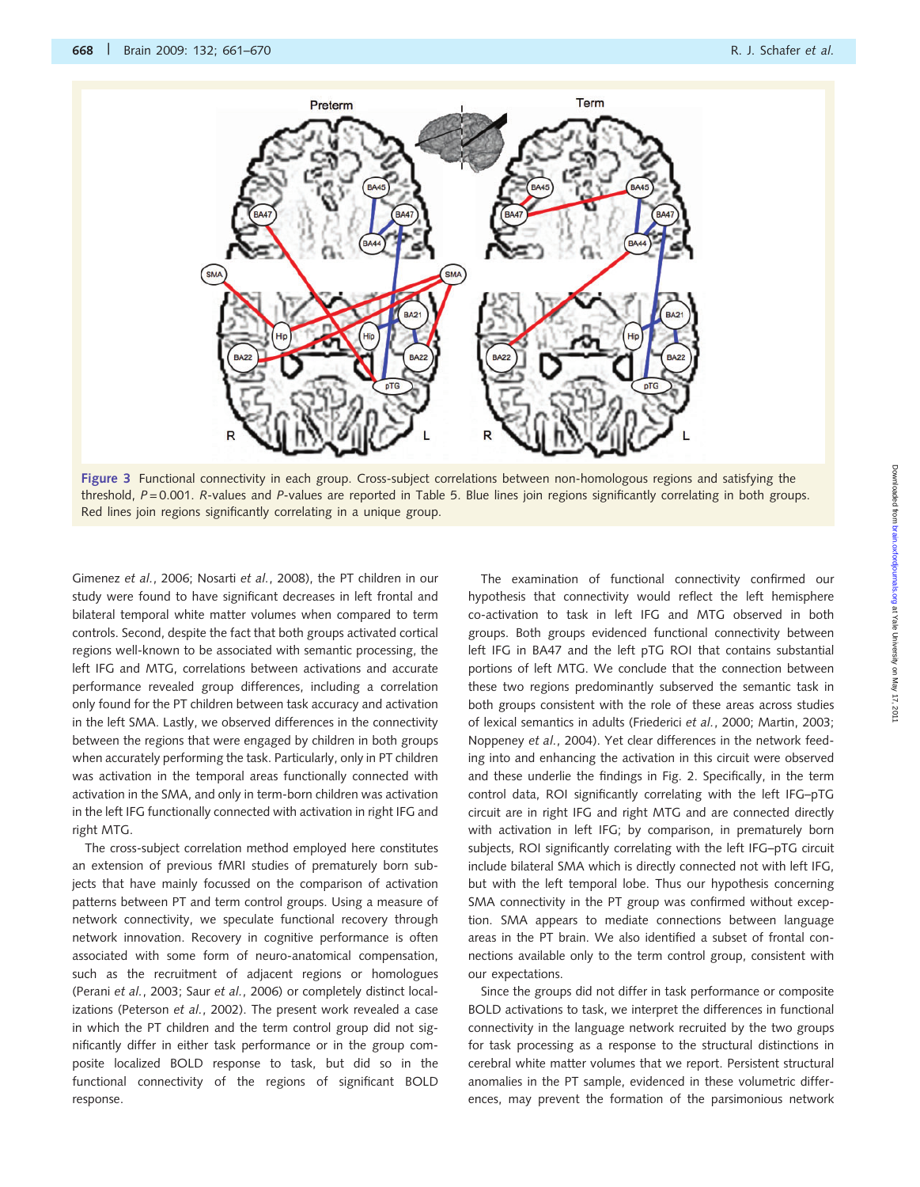Figure 3 Functional connectivity in each group. Cross-subject correlations between non-homologous regions and satisfying the threshold, $P = 0.001$. $R$-values and $P$-values are reported in Table 5. Blue lines join regions significantly correlating in both groups. Red lines join regions significantly correlating in a unique group.

Gimenez *et al.*, 2006; Nosarti *et al.*, 2008), the PT children in our study were found to have significant decreases in left frontal and bilateral temporal white matter volumes when compared to term controls. Second, despite the fact that both groups activated cortical regions well-known to be associated with semantic processing, the left IFG and MTG, correlations between activations and accurate performance revealed group differences, including a correlation only found for the PT children between task accuracy and activation in the left SMA. Lastly, we observed differences in the connectivity between the regions that were engaged by children in both groups when accurately performing the task. Particularly, only in PT children was activation in the temporal areas functionally connected with activation in the SMA, and only in term-born children was activation in the left IFG functionally connected with activation in right IFG and right MTG.

The cross-subject correlation method employed here constitutes an extension of previous fMRI studies of prematurely born subjects that have mainly focussed on the comparison of activation patterns between PT and term control groups. Using a measure of network connectivity, we speculate functional recovery through network innovation. Recovery in cognitive performance is often associated with some form of neuro-anatomical compensation, such as the recruitment of adjacent regions or homologues (Perani *et al.*, 2003; Saur *et al.*, 2006) or completely distinct localizations (Peterson *et al.*, 2002). The present work revealed a case in which the PT children and the term control group did not significantly differ in either task performance or in the group composite localized BOLD response to task, but did so in the functional connectivity of the regions of significant BOLD response.

The examination of functional connectivity confirmed our hypothesis that connectivity would reflect the left hemisphere co-activation to task in left IFG and MTG observed in both groups. Both groups evidenced functional connectivity between left IFG in BA47 and the left pTG ROI that contains substantial portions of left MTG. We conclude that the connection between these two regions predominantly subserved the semantic task in both groups consistent with the role of these areas across studies of lexical semantics in adults (Friederici *et al.*, 2000; Martin, 2003; Noppeney *et al.*, 2004). Yet clear differences in the network feeding into and enhancing the activation in this circuit were observed and these underlie the findings in Fig. 2. Specifically, in the term control data, ROI significantly correlating with the left IFG–pTG circuit are in right IFG and right MTG and are connected directly with activation in left IFG; by comparison, in prematurely born subjects, ROI significantly correlating with the left IFG–pTG circuit include bilateral SMA which is directly connected not with left IFG, but with the left temporal lobe. Thus our hypothesis concerning SMA connectivity in the PT group was confirmed without exception. SMA appears to mediate connections between language areas in the PT brain. We also identified a subset of frontal connections available only to the term control group, consistent with our expectations.

Since the groups did not differ in task performance or composite BOLD activations to task, we interpret the differences in functional connectivity in the language network recruited by the two groups for task processing as a response to the structural distinctions in cerebral white matter volumes that we report. Persistent structural anomalies in the PT sample, evidenced in these volumetric differences, may prevent the formation of the parsimonious network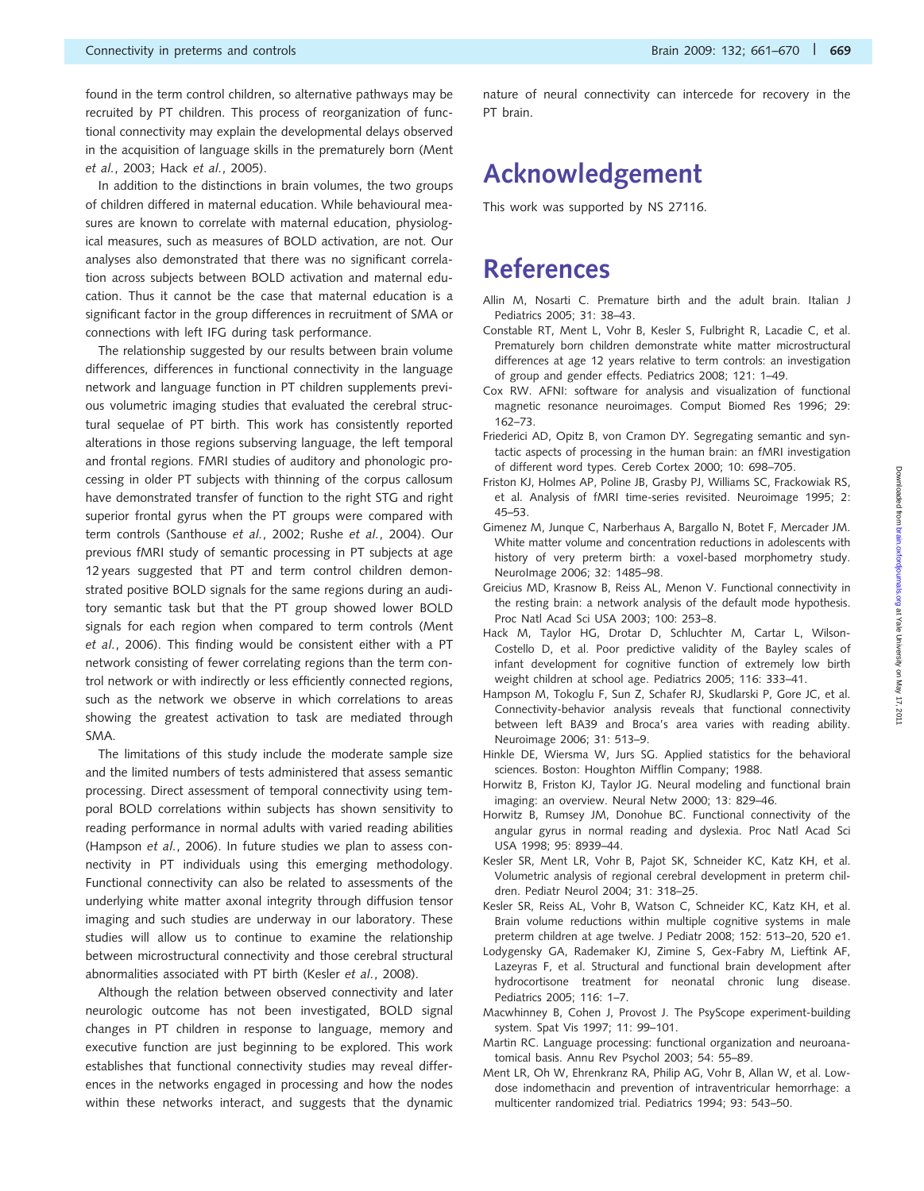found in the term control children, so alternative pathways may be recruited by PT children. This process of reorganization of functional connectivity may explain the developmental delays observed in the acquisition of language skills in the prematurely born (Ment *et al.*, 2003; Hack *et al.*, 2005).

In addition to the distinctions in brain volumes, the two groups of children differed in maternal education. While behavioural measures are known to correlate with maternal education, physiological measures, such as measures of BOLD activation, are not. Our analyses also demonstrated that there was no significant correlation across subjects between BOLD activation and maternal education. Thus it cannot be the case that maternal education is a significant factor in the group differences in recruitment of SMA or connections with left IFG during task performance.

The relationship suggested by our results between brain volume differences, differences in functional connectivity in the language network and language function in PT children supplements previous volumetric imaging studies that evaluated the cerebral structural sequelae of PT birth. This work has consistently reported alterations in those regions subserving language, the left temporal and frontal regions. FMRI studies of auditory and phonologic processing in older PT subjects with thinning of the corpus callosum have demonstrated transfer of function to the right STG and right superior frontal gyrus when the PT groups were compared with term controls (Santhouse *et al.*, 2002; Rushe *et al.*, 2004). Our previous fMRI study of semantic processing in PT subjects at age 12 years suggested that PT and term control children demonstrated positive BOLD signals for the same regions during an auditory semantic task but that the PT group showed lower BOLD signals for each region when compared to term controls (Ment *et al.*, 2006). This finding would be consistent either with a PT network consisting of fewer correlating regions than the term control network or with indirectly or less efficiently connected regions, such as the network we observe in which correlations to areas showing the greatest activation to task are mediated through SMA.

The limitations of this study include the moderate sample size and the limited numbers of tests administered that assess semantic processing. Direct assessment of temporal connectivity using temporal BOLD correlations within subjects has shown sensitivity to reading performance in normal adults with varied reading abilities (Hampson *et al.*, 2006). In future studies we plan to assess connectivity in PT individuals using this emerging methodology. Functional connectivity can also be related to assessments of the underlying white matter axonal integrity through diffusion tensor imaging and such studies are underway in our laboratory. These studies will allow us to continue to examine the relationship between microstructural connectivity and those cerebral structural abnormalities associated with PT birth (Kesler *et al.*, 2008).

Although the relation between observed connectivity and later neurologic outcome has not been investigated, BOLD signal changes in PT children in response to language, memory and executive function are just beginning to be explored. This work establishes that functional connectivity studies may reveal differences in the networks engaged in processing and how the nodes within these networks interact, and suggests that the dynamic nature of neural connectivity can intercede for recovery in the PT brain.

# Acknowledgement

This work was supported by NS 27116.

# References

Allin M, Nosarti C. Premature birth and the adult brain. Italian J Pediatrics 2005; 31: 38–43.

Constable RT, Ment L, Vohr B, Kesler S, Fulbright R, Lacadie C, et al. Prematurely born children demonstrate white matter microstructural differences at age 12 years relative to term controls: an investigation of group and gender effects. Pediatrics 2008; 121: 1–49.

Cox RW. AFNI: software for analysis and visualization of functional magnetic resonance neuroimages. Comput Biomed Res 1996; 29: 162–73.

Friederici AD, Opitz B, von Cramon DY. Segregating semantic and syntactic aspects of processing in the human brain: an fMRI investigation of different word types. Cereb Cortex 2000; 10: 698–705.

Friston KJ, Holmes AP, Poline JB, Grasby PJ, Williams SC, Frackowiak RS, et al. Analysis of fMRI time-series revisited. Neuroimage 1995; 2: 45–53.

Gimenez M, Junque C, Narberhaus A, Bargallo N, Botet F, Mercader JM. White matter volume and concentration reductions in adolescents with history of very preterm birth: a voxel-based morphometry study. NeuroImage 2006; 32: 1485–98.

Greicius MD, Krasnow B, Reiss AL, Menon V. Functional connectivity in the resting brain: a network analysis of the default mode hypothesis. Proc Natl Acad Sci USA 2003; 100: 253–8.

Hack M, Taylor HG, Drotar D, Schluchter M, Cartar L, Wilson-Costello D, et al. Poor predictive validity of the Bayley scales of infant development for cognitive function of extremely low birth weight children at school age. Pediatrics 2005; 116: 333–41.

Hampson M, Tokoglu F, Sun Z, Schafer RJ, Skudlarski P, Gore JC, et al. Connectivity-behavior analysis reveals that functional connectivity between left BA39 and Broca's area varies with reading ability. Neuroimage 2006; 31: 513–9.

Hinkle DE, Wiersma W, Jurs SG. Applied statistics for the behavioral sciences. Boston: Houghton Mifflin Company; 1988.

Horwitz B, Friston KJ, Taylor JG. Neural modeling and functional brain imaging: an overview. Neural Netw 2000; 13: 829–46.

Horwitz B, Rumsey JM, Donohue BC. Functional connectivity of the angular gyrus in normal reading and dyslexia. Proc Natl Acad Sci USA 1998; 95: 8939–44.

Kesler SR, Ment LR, Vohr B, Pajot SK, Schneider KC, Katz KH, et al. Volumetric analysis of regional cerebral development in preterm children. Pediatr Neurol 2004; 31: 318–25.

Kesler SR, Reiss AL, Vohr B, Watson C, Schneider KC, Katz KH, et al. Brain volume reductions within multiple cognitive systems in male preterm children at age twelve. J Pediatr 2008; 152: 513–20, 520 e1.

Lodygensky GA, Rademaker KJ, Zimine S, Gex-Fabry M, Lieftink AF, Lazeyras F, et al. Structural and functional brain development after hydrocortisone treatment for neonatal chronic lung disease. Pediatrics 2005; 116: 1–7.

Macwhinney B, Cohen J, Provost J. The PsyScope experiment-building system. Spat Vis 1997; 11: 99–101.

Martin RC. Language processing: functional organization and neuroanatomical basis. Annu Rev Psychol 2003; 54: 55–89.

Ment LR, Oh W, Ehrenkranz RA, Philip AG, Vohr B, Allan W, et al. Low-dose indomethacin and prevention of intraventricular hemorrhage: a multicenter randomized trial. Pediatrics 1994; 93: 543–50.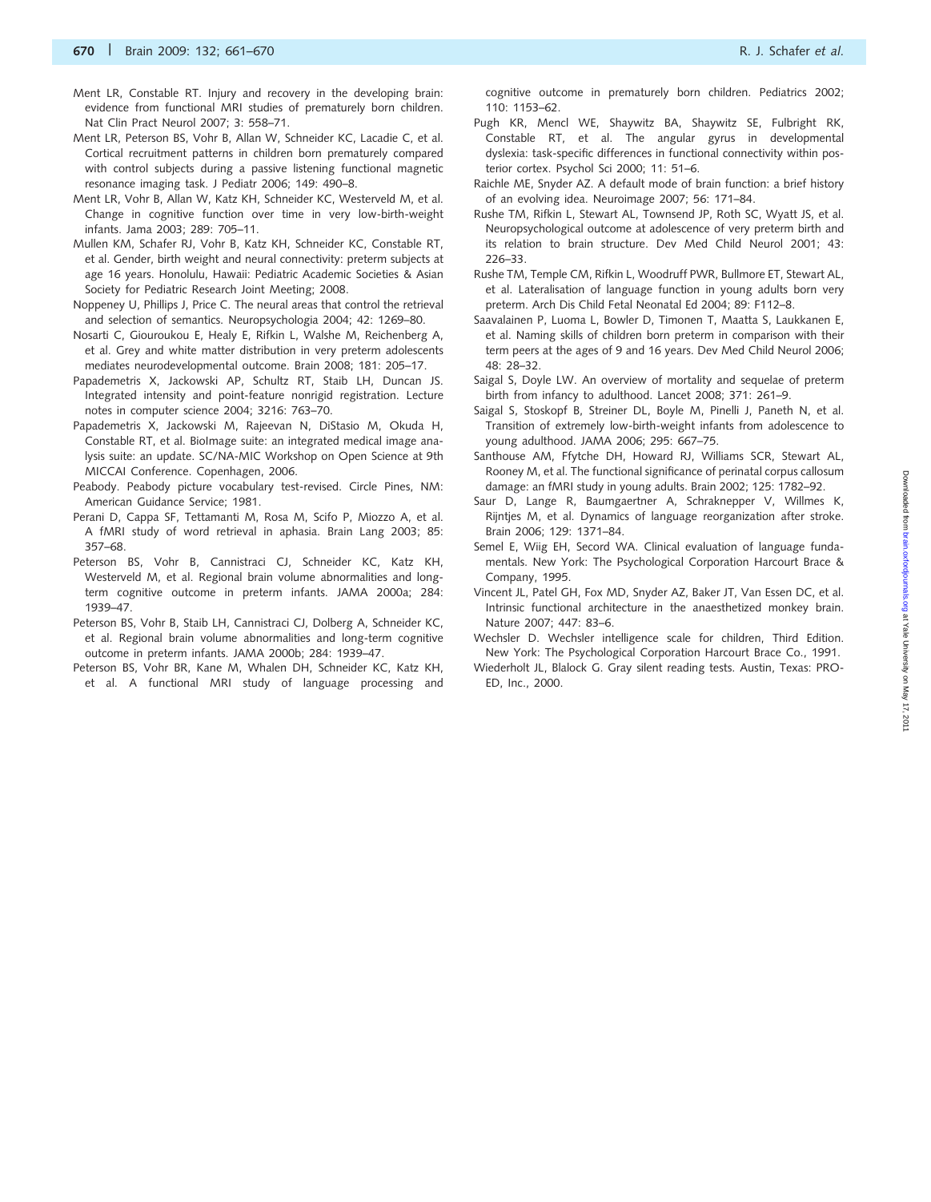Ment LR, Constable RT. Injury and recovery in the developing brain: evidence from functional MRI studies of prematurely born children. Nat Clin Pract Neurol 2007; 3: 558–71.

Ment LR, Peterson BS, Vohr B, Allan W, Schneider KC, Lacadie C, et al. Cortical recruitment patterns in children born prematurely compared with control subjects during a passive listening functional magnetic resonance imaging task. J Pediatr 2006; 149: 490–8.

Ment LR, Vohr B, Allan W, Katz KH, Schneider KC, Westerveld M, et al. Change in cognitive function over time in very low-birth-weight infants. Jama 2003; 289: 705–11.

Mullen KM, Schafer RJ, Vohr B, Katz KH, Schneider KC, Constable RT, et al. Gender, birth weight and neural connectivity: preterm subjects at age 16 years. Honolulu, Hawaii: Pediatric Academic Societies & Asian Society for Pediatric Research Joint Meeting; 2008.

Noppeney U, Phillips J, Price C. The neural areas that control the retrieval and selection of semantics. Neuropsychologia 2004; 42: 1269–80.

Nosarti C, Giouroukou E, Healy E, Rifkin L, Walshe M, Reichenberg A, et al. Grey and white matter distribution in very preterm adolescents mediates neurodevelopmental outcome. Brain 2008; 181: 205–17.

Papademetris X, Jackowski AP, Schultz RT, Staib LH, Duncan JS. Integrated intensity and point-feature nonrigid registration. Lecture notes in computer science 2004; 3216: 763–70.

Papademetris X, Jackowski M, Rajeevan N, DiStasio M, Okuda H, Constable RT, et al. BioImage suite: an integrated medical image analysis suite: an update. SC/NA-MIC Workshop on Open Science at 9th MICCAI Conference. Copenhagen, 2006.

Peabody. Peabody picture vocabulary test-revised. Circle Pines, NM: American Guidance Service; 1981.

Perani D, Cappa SF, Tettamanti M, Rosa M, Scifo P, Miozzo A, et al. A fMRI study of word retrieval in aphasia. Brain Lang 2003; 85: 357–68.

Peterson BS, Vohr B, Cannistraci CJ, Schneider KC, Katz KH, Westerveld M, et al. Regional brain volume abnormalities and long-term cognitive outcome in preterm infants. JAMA 2000a; 284: 1939–47.

Peterson BS, Vohr B, Staib LH, Cannistraci CJ, Dolberg A, Schneider KC, et al. Regional brain volume abnormalities and long-term cognitive outcome in preterm infants. JAMA 2000b; 284: 1939–47.

Peterson BS, Vohr BR, Kane M, Whalen DH, Schneider KC, Katz KH, et al. A functional MRI study of language processing and cognitive outcome in prematurely born children. Pediatrics 2002; 110: 1153–62.

Pugh KR, Mencl WE, Shaywitz BA, Shaywitz SE, Fulbright RK, Constable RT, et al. The angular gyrus in developmental dyslexia: task-specific differences in functional connectivity within posterior cortex. Psychol Sci 2000; 11: 51–6.

Raichle ME, Snyder AZ. A default mode of brain function: a brief history of an evolving idea. Neuroimage 2007; 56: 171–84.

Rushe TM, Rifkin L, Stewart AL, Townsend JP, Roth SC, Wyatt JS, et al. Neuropsychological outcome at adolescence of very preterm birth and its relation to brain structure. Dev Med Child Neurol 2001; 43: 226–33.

Rushe TM, Temple CM, Rifkin L, Woodruff PWR, Bullmore ET, Stewart AL, et al. Lateralisation of language function in young adults born very preterm. Arch Dis Child Fetal Neonatal Ed 2004; 89: F112–8.

Saavalainen P, Luoma L, Bowler D, Timonen T, Maatta S, Laukkanen E, et al. Naming skills of children born preterm in comparison with their term peers at the ages of 9 and 16 years. Dev Med Child Neurol 2006; 48: 28–32.

Saigal S, Doyle LW. An overview of mortality and sequelae of preterm birth from infancy to adulthood. Lancet 2008; 371: 261–9.

Saigal S, Stoskopf B, Streiner DL, Boyle M, Pinelli J, Paneth N, et al. Transition of extremely low-birth-weight infants from adolescence to young adulthood. JAMA 2006; 295: 667–75.

Santhouse AM, Ffytche DH, Howard RJ, Williams SCR, Stewart AL, Rooney M, et al. The functional significance of perinatal corpus callosum damage: an fMRI study in young adults. Brain 2002; 125: 1782–92.

Saur D, Lange R, Baumgaertner A, Schraknepper V, Willmes K, Rijntjes M, et al. Dynamics of language reorganization after stroke. Brain 2006; 129: 1371–84.

Semel E, Wiig EH, Secord WA. Clinical evaluation of language fundamentals. New York: The Psychological Corporation Harcourt Brace & Company, 1995.

Vincent JL, Patel GH, Fox MD, Snyder AZ, Baker JT, Van Essen DC, et al. Intrinsic functional architecture in the anaesthetized monkey brain. Nature 2007; 447: 83–6.

Wechsler D. Wechsler intelligence scale for children, Third Edition. New York: The Psychological Corporation Harcourt Brace Co., 1991.

Wiederholt JL, Blalock G. Gray silent reading tests. Austin, Texas: PRO-ED, Inc., 2000.